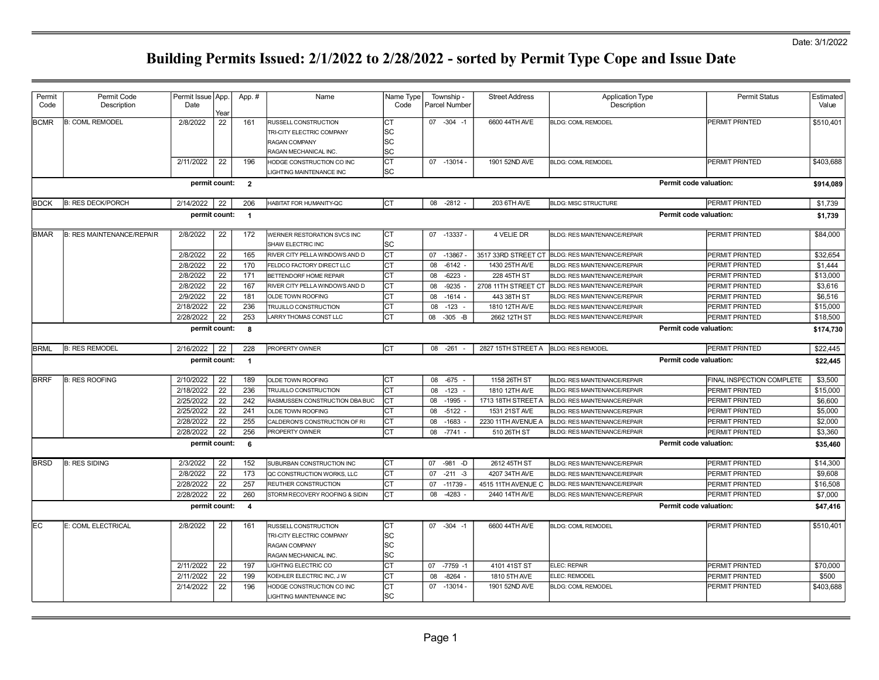Date: 3/1/2022

# Building Permits Issued: 2/1/2022 to 2/28/2022 - sorted by Permit Type Cope and Issue Date

| Permit Code | Permit Code Description | Permit Issue Date | App. Year | App. # | Name | Name Type Code | Township - Parcel Number | Street Address | Application Type Description | Permit Status | Estimated Value |
|---|---|---|---|---|---|---|---|---|---|---|---|
| BCMR | B: COML REMODEL | 2/8/2022 | 22 | 161 | RUSSELL CONSTRUCTION | CT | 07 -304 -1 | 6600 44TH AVE | BLDG: COML REMODEL | PERMIT PRINTED | $510,401 |
| | | | | | TRI-CITY ELECTRIC COMPANY | SC | | | | | |
| | | | | | RAGAN COMPANY | SC | | | | | |
| | | | | | RAGAN MECHANICAL INC. | SC | | | | | |
| | | 2/11/2022 | 22 | 196 | HODGE CONSTRUCTION CO INC | CT | 07 -13014 - | 1901 52ND AVE | BLDG: COML REMODEL | PERMIT PRINTED | $403,688 |
| | | | | | LIGHTING MAINTENANCE INC | SC | | | | | |
| | | permit count: | | 2 | | | | | | Permit code valuation: | $914,089 |
| BDCK | B: RES DECK/PORCH | 2/14/2022 | 22 | 206 | HABITAT FOR HUMANITY-QC | CT | 08 -2812 - | 203 6TH AVE | BLDG: MISC STRUCTURE | PERMIT PRINTED | $1,739 |
| | | permit count: | | 1 | | | | | | Permit code valuation: | $1,739 |
| BMAR | B: RES MAINTENANCE/REPAIR | 2/8/2022 | 22 | 172 | WERNER RESTORATION SVCS INC | CT | 07 -13337 - | 4 VELIE DR | BLDG: RES MAINTENANCE/REPAIR | PERMIT PRINTED | $84,000 |
| | | | | | SHAW ELECTRIC INC | SC | | | | | |
| | | 2/8/2022 | 22 | 165 | RIVER CITY PELLA WINDOWS AND D | CT | 07 -13867 - | 3517 33RD STREET CT | BLDG: RES MAINTENANCE/REPAIR | PERMIT PRINTED | $32,654 |
| | | 2/8/2022 | 22 | 170 | FELDCO FACTORY DIRECT LLC | CT | 08 -6142 - | 1430 25TH AVE | BLDG: RES MAINTENANCE/REPAIR | PERMIT PRINTED | $1,444 |
| | | 2/8/2022 | 22 | 171 | BETTENDORF HOME REPAIR | CT | 08 -6223 - | 228 45TH ST | BLDG: RES MAINTENANCE/REPAIR | PERMIT PRINTED | $13,000 |
| | | 2/8/2022 | 22 | 167 | RIVER CITY PELLA WINDOWS AND D | CT | 08 -9235 - | 2708 11TH STREET CT | BLDG: RES MAINTENANCE/REPAIR | PERMIT PRINTED | $3,616 |
| | | 2/9/2022 | 22 | 181 | OLDE TOWN ROOFING | CT | 08 -1614 - | 443 38TH ST | BLDG: RES MAINTENANCE/REPAIR | PERMIT PRINTED | $6,516 |
| | | 2/18/2022 | 22 | 236 | TRUJILLO CONSTRUCTION | CT | 08 -123 - | 1810 12TH AVE | BLDG: RES MAINTENANCE/REPAIR | PERMIT PRINTED | $15,000 |
| | | 2/28/2022 | 22 | 253 | LARRY THOMAS CONST LLC | CT | 08 -305 -B | 2662 12TH ST | BLDG: RES MAINTENANCE/REPAIR | PERMIT PRINTED | $18,500 |
| | | permit count: | | 8 | | | | | | Permit code valuation: | $174,730 |
| BRML | B: RES REMODEL | 2/16/2022 | 22 | 228 | PROPERTY OWNER | CT | 08 -261 - | 2827 15TH STREET A | BLDG: RES REMODEL | PERMIT PRINTED | $22,445 |
| | | permit count: | | 1 | | | | | | Permit code valuation: | $22,445 |
| BRRF | B: RES ROOFING | 2/10/2022 | 22 | 189 | OLDE TOWN ROOFING | CT | 08 -675 - | 1158 26TH ST | BLDG: RES MAINTENANCE/REPAIR | FINAL INSPECTION COMPLETE | $3,500 |
| | | 2/18/2022 | 22 | 236 | TRUJILLO CONSTRUCTION | CT | 08 -123 - | 1810 12TH AVE | BLDG: RES MAINTENANCE/REPAIR | PERMIT PRINTED | $15,000 |
| | | 2/25/2022 | 22 | 242 | RASMUSSEN CONSTRUCTION DBA BUC | CT | 08 -1995 - | 1713 18TH STREET A | BLDG: RES MAINTENANCE/REPAIR | PERMIT PRINTED | $6,600 |
| | | 2/25/2022 | 22 | 241 | OLDE TOWN ROOFING | CT | 08 -5122 - | 1531 21ST AVE | BLDG: RES MAINTENANCE/REPAIR | PERMIT PRINTED | $5,000 |
| | | 2/28/2022 | 22 | 255 | CALDERON'S CONSTRUCTION OF RI | CT | 08 -1683 - | 2230 11TH AVENUE A | BLDG: RES MAINTENANCE/REPAIR | PERMIT PRINTED | $2,000 |
| | | 2/28/2022 | 22 | 256 | PROPERTY OWNER | CT | 08 -7741 - | 510 26TH ST | BLDG: RES MAINTENANCE/REPAIR | PERMIT PRINTED | $3,360 |
| | | permit count: | | 6 | | | | | | Permit code valuation: | $35,460 |
| BRSD | B: RES SIDING | 2/3/2022 | 22 | 152 | SUBURBAN CONSTRUCTION INC | CT | 07 -981 -D | 2612 45TH ST | BLDG: RES MAINTENANCE/REPAIR | PERMIT PRINTED | $14,300 |
| | | 2/8/2022 | 22 | 173 | QC CONSTRUCTION WORKS, LLC | CT | 07 -211 -3 | 4207 34TH AVE | BLDG: RES MAINTENANCE/REPAIR | PERMIT PRINTED | $9,608 |
| | | 2/28/2022 | 22 | 257 | REUTHER CONSTRUCTION | CT | 07 -11739 - | 4515 11TH AVENUE C | BLDG: RES MAINTENANCE/REPAIR | PERMIT PRINTED | $16,508 |
| | | 2/28/2022 | 22 | 260 | STORM RECOVERY ROOFING & SIDIN | CT | 08 -4283 - | 2440 14TH AVE | BLDG: RES MAINTENANCE/REPAIR | PERMIT PRINTED | $7,000 |
| | | permit count: | | 4 | | | | | | Permit code valuation: | $47,416 |
| EC | E: COML ELECTRICAL | 2/8/2022 | 22 | 161 | RUSSELL CONSTRUCTION | CT | 07 -304 -1 | 6600 44TH AVE | BLDG: COML REMODEL | PERMIT PRINTED | $510,401 |
| | | | | | TRI-CITY ELECTRIC COMPANY | SC | | | | | |
| | | | | | RAGAN COMPANY | SC | | | | | |
| | | | | | RAGAN MECHANICAL INC. | SC | | | | | |
| | | 2/11/2022 | 22 | 197 | LIGHTING ELECTRIC CO | CT | 07 -7759 -1 | 4101 41ST ST | ELEC: REPAIR | PERMIT PRINTED | $70,000 |
| | | 2/11/2022 | 22 | 199 | KOEHLER ELECTRIC INC, J W | CT | 08 -8264 - | 1810 5TH AVE | ELEC: REMODEL | PERMIT PRINTED | $500 |
| | | 2/14/2022 | 22 | 196 | HODGE CONSTRUCTION CO INC | CT | 07 -13014 - | 1901 52ND AVE | BLDG: COML REMODEL | PERMIT PRINTED | $403,688 |
| | | | | | LIGHTING MAINTENANCE INC | SC | | | | | |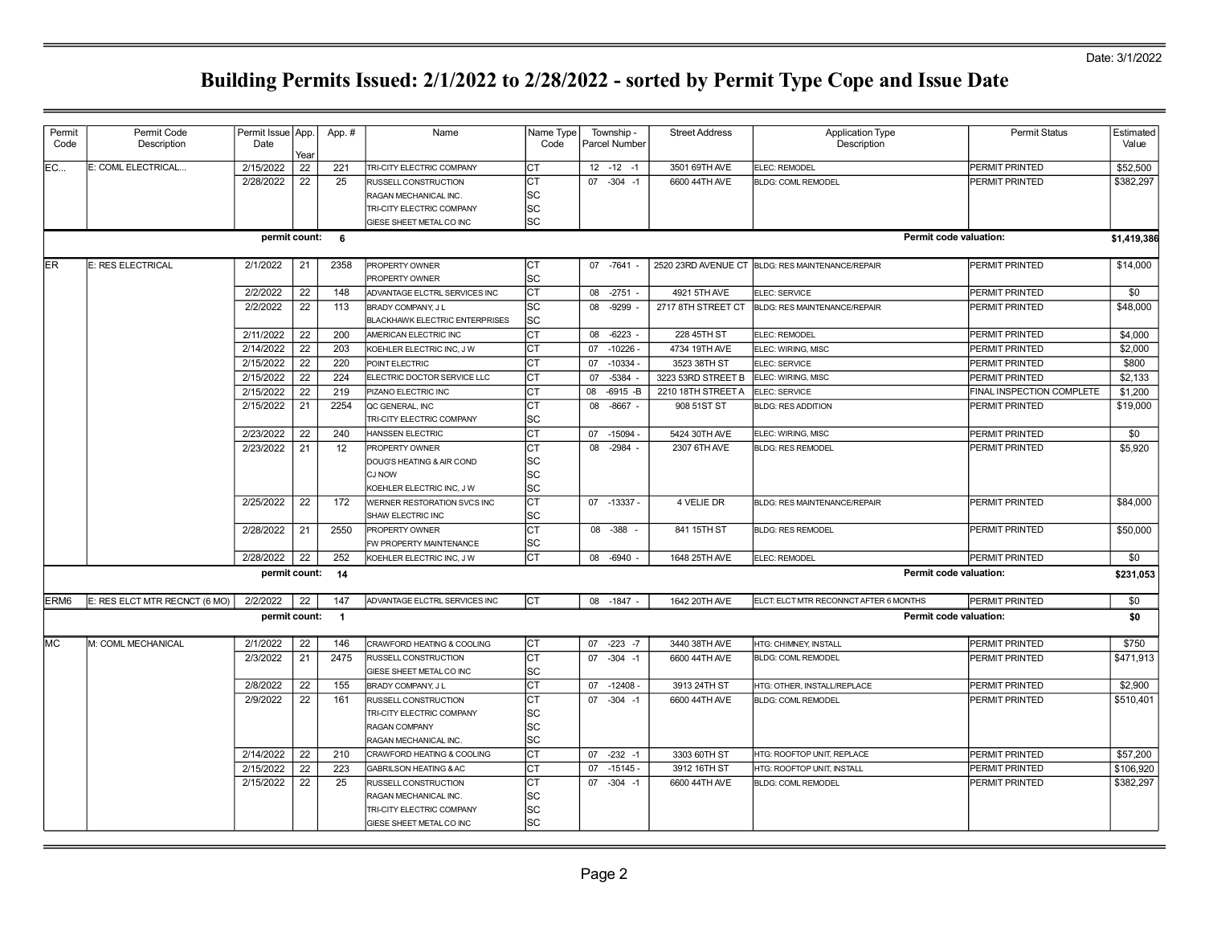Date: 3/1/2022

# Building Permits Issued: 2/1/2022 to 2/28/2022 - sorted by Permit Type Cope and Issue Date

| Permit Code | Permit Code Description | Permit Issue Date | App. Year | App. # | Name | Name Type Code | Township - Parcel Number | Street Address | Application Type Description | Permit Status | Estimated Value |
|---|---|---|---|---|---|---|---|---|---|---|---|
| EC... | E: COML ELECTRICAL... | 2/15/2022 | 22 | 221 | TRI-CITY ELECTRIC COMPANY | CT | 12 -12 -1 | 3501 69TH AVE | ELEC: REMODEL | PERMIT PRINTED | $52,500 |
| | | 2/28/2022 | 22 | 25 | RUSSELL CONSTRUCTION | CT | 07 -304 -1 | 6600 44TH AVE | BLDG: COML REMODEL | PERMIT PRINTED | $382,297 |
| | | | | | RAGAN MECHANICAL INC. | SC | | | | | |
| | | | | | TRI-CITY ELECTRIC COMPANY | SC | | | | | |
| | | | | | GIESE SHEET METAL CO INC | SC | | | | | |
| | | **permit count:** | | **6** | | | | | | **Permit code valuation:** | **$1,419,386** |
| ER | E: RES ELECTRICAL | 2/1/2022 | 21 | 2358 | PROPERTY OWNER | CT | 07 -7641 - | 2520 23RD AVENUE CT | BLDG: RES MAINTENANCE/REPAIR | PERMIT PRINTED | $14,000 |
| | | | | | PROPERTY OWNER | SC | | | | | |
| | | 2/2/2022 | 22 | 148 | ADVANTAGE ELCTRL SERVICES INC | CT | 08 -2751 - | 4921 5TH AVE | ELEC: SERVICE | PERMIT PRINTED | $0 |
| | | 2/2/2022 | 22 | 113 | BRADY COMPANY, J L | SC | 08 -9299 - | 2717 8TH STREET CT | BLDG: RES MAINTENANCE/REPAIR | PERMIT PRINTED | $48,000 |
| | | | | | BLACKHAWK ELECTRIC ENTERPRISES | SC | | | | | |
| | | 2/11/2022 | 22 | 200 | AMERICAN ELECTRIC INC | CT | 08 -6223 - | 228 45TH ST | ELEC: REMODEL | PERMIT PRINTED | $4,000 |
| | | 2/14/2022 | 22 | 203 | KOEHLER ELECTRIC INC, J W | CT | 07 -10226 - | 4734 19TH AVE | ELEC: WIRING, MISC | PERMIT PRINTED | $2,000 |
| | | 2/15/2022 | 22 | 220 | POINT ELECTRIC | CT | 07 -10334 - | 3523 38TH ST | ELEC: SERVICE | PERMIT PRINTED | $800 |
| | | 2/15/2022 | 22 | 224 | ELECTRIC DOCTOR SERVICE LLC | CT | 07 -5384 - | 3223 53RD STREET B | ELEC: WIRING, MISC | PERMIT PRINTED | $2,133 |
| | | 2/15/2022 | 22 | 219 | PIZANO ELECTRIC INC | CT | 08 -6915 -B | 2210 18TH STREET A | ELEC: SERVICE | FINAL INSPECTION COMPLETE | $1,200 |
| | | 2/15/2022 | 21 | 2254 | QC GENERAL, INC | CT | 08 -8667 - | 908 51ST ST | BLDG: RES ADDITION | PERMIT PRINTED | $19,000 |
| | | | | | TRI-CITY ELECTRIC COMPANY | SC | | | | | |
| | | 2/23/2022 | 22 | 240 | HANSSEN ELECTRIC | CT | 07 -15094 - | 5424 30TH AVE | ELEC: WIRING, MISC | PERMIT PRINTED | $0 |
| | | 2/23/2022 | 21 | 12 | PROPERTY OWNER | CT | 08 -2984 - | 2307 6TH AVE | BLDG: RES REMODEL | PERMIT PRINTED | $5,920 |
| | | | | | DOUG'S HEATING & AIR COND | SC | | | | | |
| | | | | | CJ NOW | SC | | | | | |
| | | | | | KOEHLER ELECTRIC INC, J W | SC | | | | | |
| | | 2/25/2022 | 22 | 172 | WERNER RESTORATION SVCS INC | CT | 07 -13337 - | 4 VELIE DR | BLDG: RES MAINTENANCE/REPAIR | PERMIT PRINTED | $84,000 |
| | | | | | SHAW ELECTRIC INC | SC | | | | | |
| | | 2/28/2022 | 21 | 2550 | PROPERTY OWNER | CT | 08 -388 - | 841 15TH ST | BLDG: RES REMODEL | PERMIT PRINTED | $50,000 |
| | | | | | FW PROPERTY MAINTENANCE | SC | | | | | |
| | | 2/28/2022 | 22 | 252 | KOEHLER ELECTRIC INC, J W | CT | 08 -6940 - | 1648 25TH AVE | ELEC: REMODEL | PERMIT PRINTED | $0 |
| | | **permit count:** | | **14** | | | | | | **Permit code valuation:** | **$231,053** |
| ERM6 | E: RES ELCT MTR RECNCT (6 MO) | 2/2/2022 | 22 | 147 | ADVANTAGE ELCTRL SERVICES INC | CT | 08 -1847 - | 1642 20TH AVE | ELCT: ELCT MTR RECONNCT AFTER 6 MONTHS | PERMIT PRINTED | $0 |
| | | **permit count:** | | **1** | | | | | | **Permit code valuation:** | **$0** |
| MC | M: COML MECHANICAL | 2/1/2022 | 22 | 146 | CRAWFORD HEATING & COOLING | CT | 07 -223 -7 | 3440 38TH AVE | HTG: CHIMNEY, INSTALL | PERMIT PRINTED | $750 |
| | | 2/3/2022 | 21 | 2475 | RUSSELL CONSTRUCTION | CT | 07 -304 -1 | 6600 44TH AVE | BLDG: COML REMODEL | PERMIT PRINTED | $471,913 |
| | | | | | GIESE SHEET METAL CO INC | SC | | | | | |
| | | 2/8/2022 | 22 | 155 | BRADY COMPANY, J L | CT | 07 -12408 - | 3913 24TH ST | HTG: OTHER, INSTALL/REPLACE | PERMIT PRINTED | $2,900 |
| | | 2/9/2022 | 22 | 161 | RUSSELL CONSTRUCTION | CT | 07 -304 -1 | 6600 44TH AVE | BLDG: COML REMODEL | PERMIT PRINTED | $510,401 |
| | | | | | TRI-CITY ELECTRIC COMPANY | SC | | | | | |
| | | | | | RAGAN COMPANY | SC | | | | | |
| | | | | | RAGAN MECHANICAL INC. | SC | | | | | |
| | | 2/14/2022 | 22 | 210 | CRAWFORD HEATING & COOLING | CT | 07 -232 -1 | 3303 60TH ST | HTG: ROOFTOP UNIT, REPLACE | PERMIT PRINTED | $57,200 |
| | | 2/15/2022 | 22 | 223 | GABRILSON HEATING & AC | CT | 07 -15145 - | 3912 16TH ST | HTG: ROOFTOP UNIT, INSTALL | PERMIT PRINTED | $106,920 |
| | | 2/15/2022 | 22 | 25 | RUSSELL CONSTRUCTION | CT | 07 -304 -1 | 6600 44TH AVE | BLDG: COML REMODEL | PERMIT PRINTED | $382,297 |
| | | | | | RAGAN MECHANICAL INC. | SC | | | | | |
| | | | | | TRI-CITY ELECTRIC COMPANY | SC | | | | | |
| | | | | | GIESE SHEET METAL CO INC | SC | | | | | |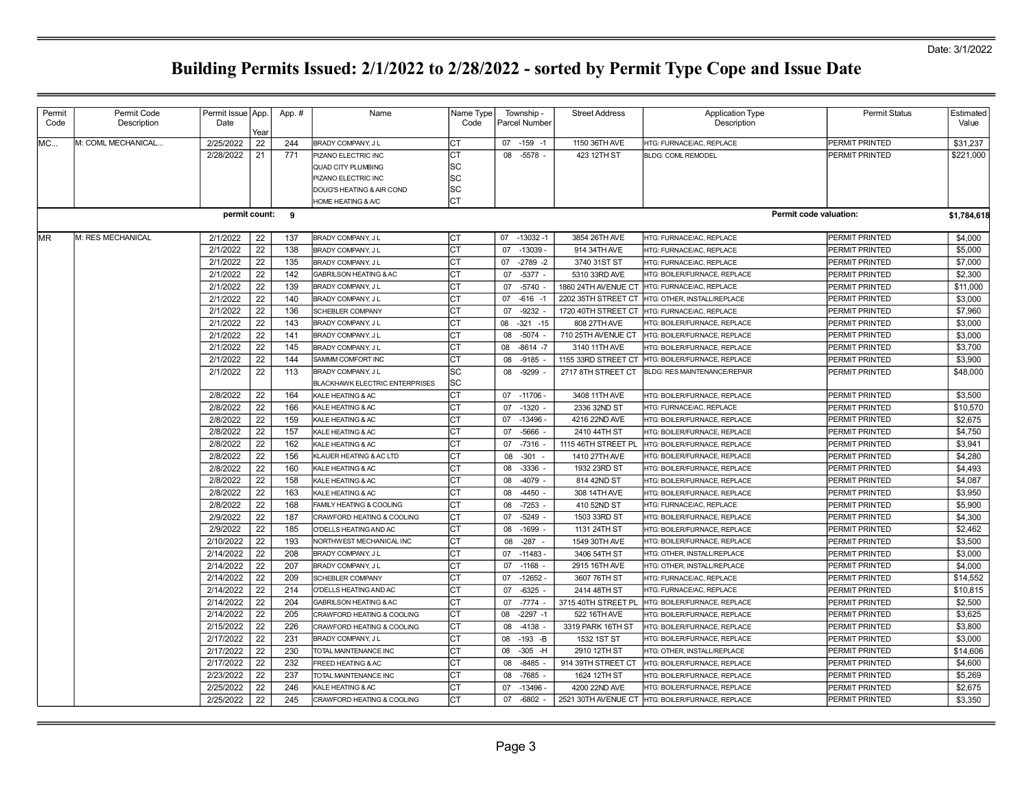Date: 3/1/2022

# Building Permits Issued: 2/1/2022 to 2/28/2022 - sorted by Permit Type Cope and Issue Date

| Permit Code | Permit Code Description | Permit Issue Date | App. Year | App. # | Name | Name Type Code | Township - Parcel Number | Street Address | Application Type Description | Permit Status | Estimated Value |
|---|---|---|---|---|---|---|---|---|---|---|---|
| MC... | M: COML MECHANICAL... | 2/25/2022 | 22 | 244 | BRADY COMPANY, J L | CT | 07 -159 -1 | 1150 36TH AVE | HTG: FURNACE/AC, REPLACE | PERMIT PRINTED | $31,237 |
| | | 2/28/2022 | 21 | 771 | PIZANO ELECTRIC INC | CT | 08 -5578 - | 423 12TH ST | BLDG: COML REMODEL | PERMIT PRINTED | $221,000 |
| | | | | | QUAD CITY PLUMBING | SC | | | | | |
| | | | | | PIZANO ELECTRIC INC | SC | | | | | |
| | | | | | DOUG'S HEATING & AIR COND | SC | | | | | |
| | | | | | HOME HEATING & A/C | CT | | | | | |
| | | **permit count:** | | **9** | | | | | **Permit code valuation:** | | **$1,784,618** |
| MR | M: RES MECHANICAL | 2/1/2022 | 22 | 137 | BRADY COMPANY, J L | CT | 07 -13032 -1 | 3854 26TH AVE | HTG: FURNACE/AC, REPLACE | PERMIT PRINTED | $4,000 |
| | | 2/1/2022 | 22 | 138 | BRADY COMPANY, J L | CT | 07 -13039 - | 914 34TH AVE | HTG: FURNACE/AC, REPLACE | PERMIT PRINTED | $5,000 |
| | | 2/1/2022 | 22 | 135 | BRADY COMPANY, J L | CT | 07 -2789 -2 | 3740 31ST ST | HTG: FURNACE/AC, REPLACE | PERMIT PRINTED | $7,000 |
| | | 2/1/2022 | 22 | 142 | GABRILSON HEATING & AC | CT | 07 -5377 - | 5310 33RD AVE | HTG: BOILER/FURNACE, REPLACE | PERMIT PRINTED | $2,300 |
| | | 2/1/2022 | 22 | 139 | BRADY COMPANY, J L | CT | 07 -5740 - | 1860 24TH AVENUE CT | HTG: FURNACE/AC, REPLACE | PERMIT PRINTED | $11,000 |
| | | 2/1/2022 | 22 | 140 | BRADY COMPANY, J L | CT | 07 -616 -1 | 2202 35TH STREET CT | HTG: OTHER, INSTALL/REPLACE | PERMIT PRINTED | $3,000 |
| | | 2/1/2022 | 22 | 136 | SCHEBLER COMPANY | CT | 07 -9232 - | 1720 40TH STREET CT | HTG: FURNACE/AC, REPLACE | PERMIT PRINTED | $7,960 |
| | | 2/1/2022 | 22 | 143 | BRADY COMPANY, J L | CT | 08 -321 -15 | 808 27TH AVE | HTG: BOILER/FURNACE, REPLACE | PERMIT PRINTED | $3,000 |
| | | 2/1/2022 | 22 | 141 | BRADY COMPANY, J L | CT | 08 -5074 - | 710 25TH AVENUE CT | HTG: BOILER/FURNACE, REPLACE | PERMIT PRINTED | $3,000 |
| | | 2/1/2022 | 22 | 145 | BRADY COMPANY, J L | CT | 08 -8614 -7 | 3140 11TH AVE | HTG: BOILER/FURNACE, REPLACE | PERMIT PRINTED | $3,700 |
| | | 2/1/2022 | 22 | 144 | SAMMM COMFORT INC | CT | 08 -9185 - | 1155 33RD STREET CT | HTG: BOILER/FURNACE, REPLACE | PERMIT PRINTED | $3,900 |
| | | 2/1/2022 | 22 | 113 | BRADY COMPANY, J L | SC | 08 -9299 - | 2717 8TH STREET CT | BLDG: RES MAINTENANCE/REPAIR | PERMIT PRINTED | $48,000 |
| | | | | | BLACKHAWK ELECTRIC ENTERPRISES | SC | | | | | |
| | | 2/8/2022 | 22 | 164 | KALE HEATING & AC | CT | 07 -11706 - | 3408 11TH AVE | HTG: BOILER/FURNACE, REPLACE | PERMIT PRINTED | $3,500 |
| | | 2/8/2022 | 22 | 166 | KALE HEATING & AC | CT | 07 -1320 - | 2336 32ND ST | HTG: FURNACE/AC, REPLACE | PERMIT PRINTED | $10,570 |
| | | 2/8/2022 | 22 | 159 | KALE HEATING & AC | CT | 07 -13496 - | 4216 22ND AVE | HTG: BOILER/FURNACE, REPLACE | PERMIT PRINTED | $2,675 |
| | | 2/8/2022 | 22 | 157 | KALE HEATING & AC | CT | 07 -5666 - | 2410 44TH ST | HTG: BOILER/FURNACE, REPLACE | PERMIT PRINTED | $4,750 |
| | | 2/8/2022 | 22 | 162 | KALE HEATING & AC | CT | 07 -7316 - | 1115 46TH STREET PL | HTG: BOILER/FURNACE, REPLACE | PERMIT PRINTED | $3,941 |
| | | 2/8/2022 | 22 | 156 | KLAUER HEATING & AC LTD | CT | 08 -301 - | 1410 27TH AVE | HTG: BOILER/FURNACE, REPLACE | PERMIT PRINTED | $4,280 |
| | | 2/8/2022 | 22 | 160 | KALE HEATING & AC | CT | 08 -3336 - | 1932 23RD ST | HTG: BOILER/FURNACE, REPLACE | PERMIT PRINTED | $4,493 |
| | | 2/8/2022 | 22 | 158 | KALE HEATING & AC | CT | 08 -4079 - | 814 42ND ST | HTG: BOILER/FURNACE, REPLACE | PERMIT PRINTED | $4,087 |
| | | 2/8/2022 | 22 | 163 | KALE HEATING & AC | CT | 08 -4450 - | 308 14TH AVE | HTG: BOILER/FURNACE, REPLACE | PERMIT PRINTED | $3,950 |
| | | 2/8/2022 | 22 | 168 | FAMILY HEATING & COOLING | CT | 08 -7253 - | 410 52ND ST | HTG: FURNACE/AC, REPLACE | PERMIT PRINTED | $5,900 |
| | | 2/9/2022 | 22 | 187 | CRAWFORD HEATING & COOLING | CT | 07 -5249 - | 1503 33RD ST | HTG: BOILER/FURNACE, REPLACE | PERMIT PRINTED | $4,300 |
| | | 2/9/2022 | 22 | 185 | O'DELLS HEATING AND AC | CT | 08 -1699 - | 1131 24TH ST | HTG: BOILER/FURNACE, REPLACE | PERMIT PRINTED | $2,462 |
| | | 2/10/2022 | 22 | 193 | NORTHWEST MECHANICAL INC | CT | 08 -287 - | 1549 30TH AVE | HTG: BOILER/FURNACE, REPLACE | PERMIT PRINTED | $3,500 |
| | | 2/14/2022 | 22 | 208 | BRADY COMPANY, J L | CT | 07 -11483 - | 3406 54TH ST | HTG: OTHER, INSTALL/REPLACE | PERMIT PRINTED | $3,000 |
| | | 2/14/2022 | 22 | 207 | BRADY COMPANY, J L | CT | 07 -1168 - | 2915 16TH AVE | HTG: OTHER, INSTALL/REPLACE | PERMIT PRINTED | $4,000 |
| | | 2/14/2022 | 22 | 209 | SCHEBLER COMPANY | CT | 07 -12652 - | 3607 76TH ST | HTG: FURNACE/AC, REPLACE | PERMIT PRINTED | $14,552 |
| | | 2/14/2022 | 22 | 214 | O'DELLS HEATING AND AC | CT | 07 -6325 - | 2414 48TH ST | HTG: FURNACE/AC, REPLACE | PERMIT PRINTED | $10,815 |
| | | 2/14/2022 | 22 | 204 | GABRILSON HEATING & AC | CT | 07 -7774 - | 3715 40TH STREET PL | HTG: BOILER/FURNACE, REPLACE | PERMIT PRINTED | $2,500 |
| | | 2/14/2022 | 22 | 205 | CRAWFORD HEATING & COOLING | CT | 08 -2297 -1 | 522 16TH AVE | HTG: BOILER/FURNACE, REPLACE | PERMIT PRINTED | $3,625 |
| | | 2/15/2022 | 22 | 226 | CRAWFORD HEATING & COOLING | CT | 08 -4138 - | 3319 PARK 16TH ST | HTG: BOILER/FURNACE, REPLACE | PERMIT PRINTED | $3,800 |
| | | 2/17/2022 | 22 | 231 | BRADY COMPANY, J L | CT | 08 -193 -B | 1532 1ST ST | HTG: BOILER/FURNACE, REPLACE | PERMIT PRINTED | $3,000 |
| | | 2/17/2022 | 22 | 230 | TOTAL MAINTENANCE INC | CT | 08 -305 -H | 2910 12TH ST | HTG: OTHER, INSTALL/REPLACE | PERMIT PRINTED | $14,606 |
| | | 2/17/2022 | 22 | 232 | FREED HEATING & AC | CT | 08 -8485 - | 914 39TH STREET CT | HTG: BOILER/FURNACE, REPLACE | PERMIT PRINTED | $4,600 |
| | | 2/23/2022 | 22 | 237 | TOTAL MAINTENANCE INC | CT | 08 -7685 - | 1624 12TH ST | HTG: BOILER/FURNACE, REPLACE | PERMIT PRINTED | $5,269 |
| | | 2/25/2022 | 22 | 246 | KALE HEATING & AC | CT | 07 -13496 - | 4200 22ND AVE | HTG: BOILER/FURNACE, REPLACE | PERMIT PRINTED | $2,675 |
| | | 2/25/2022 | 22 | 245 | CRAWFORD HEATING & COOLING | CT | 07 -6802 - | 2521 30TH AVENUE CT | HTG: BOILER/FURNACE, REPLACE | PERMIT PRINTED | $3,350 |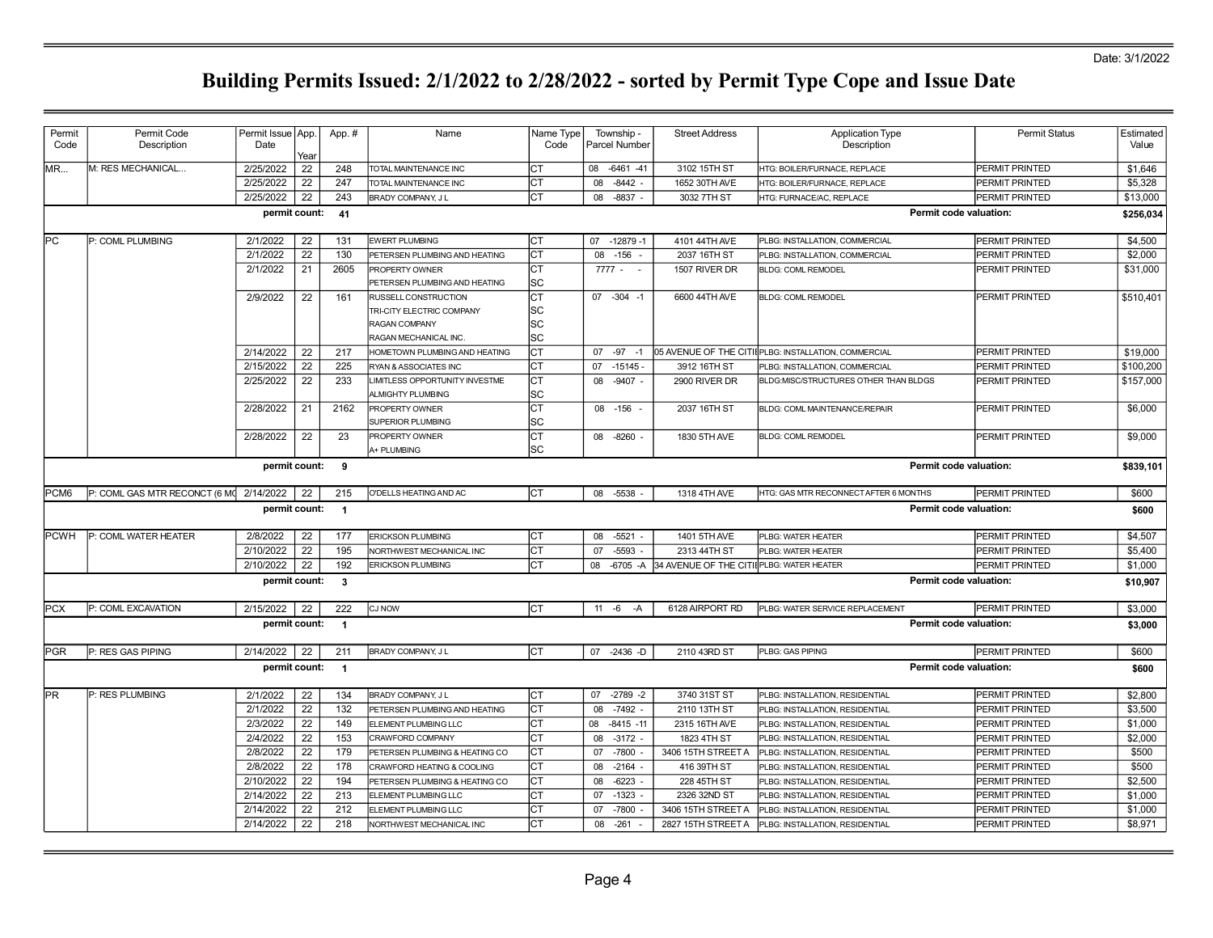Date: 3/1/2022

# Building Permits Issued: 2/1/2022 to 2/28/2022 - sorted by Permit Type Cope and Issue Date

| Permit Code | Permit Code Description | Permit Issue Date | App. Year | App. # | Name | Name Type Code | Township - Parcel Number | Street Address | Application Type Description | Permit Status | Estimated Value |
|---|---|---|---|---|---|---|---|---|---|---|---|
| MR... | M: RES MECHANICAL... | 2/25/2022 | 22 | 248 | TOTAL MAINTENANCE INC | CT | 08 -6461 -41 | 3102 15TH ST | HTG: BOILER/FURNACE, REPLACE | PERMIT PRINTED | $1,646 |
| | | 2/25/2022 | 22 | 247 | TOTAL MAINTENANCE INC | CT | 08 -8442 - | 1652 30TH AVE | HTG: BOILER/FURNACE, REPLACE | PERMIT PRINTED | $5,328 |
| | | 2/25/2022 | 22 | 243 | BRADY COMPANY, J L | CT | 08 -8837 - | 3032 7TH ST | HTG: FURNACE/AC, REPLACE | PERMIT PRINTED | $13,000 |
| | | permit count: | | 41 | | | | | Permit code valuation: | | $256,034 |
| PC | P: COML PLUMBING | 2/1/2022 | 22 | 131 | EWERT PLUMBING | CT | 07 -12879 -1 | 4101 44TH AVE | PLBG: INSTALLATION, COMMERCIAL | PERMIT PRINTED | $4,500 |
| | | 2/1/2022 | 22 | 130 | PETERSEN PLUMBING AND HEATING | CT | 08 -156 - | 2037 16TH ST | PLBG: INSTALLATION, COMMERCIAL | PERMIT PRINTED | $2,000 |
| | | 2/1/2022 | 21 | 2605 | PROPERTY OWNER | CT | 7777 - - | 1507 RIVER DR | BLDG: COML REMODEL | PERMIT PRINTED | $31,000 |
| | | | | | PETERSEN PLUMBING AND HEATING | SC | | | | | |
| | | 2/9/2022 | 22 | 161 | RUSSELL CONSTRUCTION | CT | 07 -304 -1 | 6600 44TH AVE | BLDG: COML REMODEL | PERMIT PRINTED | $510,401 |
| | | | | | TRI-CITY ELECTRIC COMPANY | SC | | | | | |
| | | | | | RAGAN COMPANY | SC | | | | | |
| | | | | | RAGAN MECHANICAL INC. | SC | | | | | |
| | | 2/14/2022 | 22 | 217 | HOMETOWN PLUMBING AND HEATING | CT | 07 -97 -1 | 05 AVENUE OF THE CITI | PLBG: INSTALLATION, COMMERCIAL | PERMIT PRINTED | $19,000 |
| | | 2/15/2022 | 22 | 225 | RYAN & ASSOCIATES INC | CT | 07 -15145 - | 3912 16TH ST | PLBG: INSTALLATION, COMMERCIAL | PERMIT PRINTED | $100,200 |
| | | 2/25/2022 | 22 | 233 | LIMITLESS OPPORTUNITY INVESTME | CT | 08 -9407 - | 2900 RIVER DR | BLDG:MISC/STRUCTURES OTHER THAN BLDGS | PERMIT PRINTED | $157,000 |
| | | | | | ALMIGHTY PLUMBING | SC | | | | | |
| | | 2/28/2022 | 21 | 2162 | PROPERTY OWNER | CT | 08 -156 - | 2037 16TH ST | BLDG: COML MAINTENANCE/REPAIR | PERMIT PRINTED | $6,000 |
| | | | | | SUPERIOR PLUMBING | SC | | | | | |
| | | 2/28/2022 | 22 | 23 | PROPERTY OWNER | CT | 08 -8260 - | 1830 5TH AVE | BLDG: COML REMODEL | PERMIT PRINTED | $9,000 |
| | | | | | A+ PLUMBING | SC | | | | | |
| | | permit count: | | 9 | | | | | Permit code valuation: | | $839,101 |
| PCM6 | P: COML GAS MTR RECONCT (6 MO | 2/14/2022 | 22 | 215 | O'DELLS HEATING AND AC | CT | 08 -5538 - | 1318 4TH AVE | HTG: GAS MTR RECONNECT AFTER 6 MONTHS | PERMIT PRINTED | $600 |
| | | permit count: | | 1 | | | | | Permit code valuation: | | $600 |
| PCWH | P: COML WATER HEATER | 2/8/2022 | 22 | 177 | ERICKSON PLUMBING | CT | 08 -5521 - | 1401 5TH AVE | PLBG: WATER HEATER | PERMIT PRINTED | $4,507 |
| | | 2/10/2022 | 22 | 195 | NORTHWEST MECHANICAL INC | CT | 07 -5593 - | 2313 44TH ST | PLBG: WATER HEATER | PERMIT PRINTED | $5,400 |
| | | 2/10/2022 | 22 | 192 | ERICKSON PLUMBING | CT | 08 -6705 -A | 34 AVENUE OF THE CITI | PLBG: WATER HEATER | PERMIT PRINTED | $1,000 |
| | | permit count: | | 3 | | | | | Permit code valuation: | | $10,907 |
| PCX | P: COML EXCAVATION | 2/15/2022 | 22 | 222 | CJ NOW | CT | 11 -6 -A | 6128 AIRPORT RD | PLBG: WATER SERVICE REPLACEMENT | PERMIT PRINTED | $3,000 |
| | | permit count: | | 1 | | | | | Permit code valuation: | | $3,000 |
| PGR | P: RES GAS PIPING | 2/14/2022 | 22 | 211 | BRADY COMPANY, J L | CT | 07 -2436 -D | 2110 43RD ST | PLBG: GAS PIPING | PERMIT PRINTED | $600 |
| | | permit count: | | 1 | | | | | Permit code valuation: | | $600 |
| PR | P: RES PLUMBING | 2/1/2022 | 22 | 134 | BRADY COMPANY, J L | CT | 07 -2789 -2 | 3740 31ST ST | PLBG: INSTALLATION, RESIDENTIAL | PERMIT PRINTED | $2,800 |
| | | 2/1/2022 | 22 | 132 | PETERSEN PLUMBING AND HEATING | CT | 08 -7492 - | 2110 13TH ST | PLBG: INSTALLATION, RESIDENTIAL | PERMIT PRINTED | $3,500 |
| | | 2/3/2022 | 22 | 149 | ELEMENT PLUMBING LLC | CT | 08 -8415 -11 | 2315 16TH AVE | PLBG: INSTALLATION, RESIDENTIAL | PERMIT PRINTED | $1,000 |
| | | 2/4/2022 | 22 | 153 | CRAWFORD COMPANY | CT | 08 -3172 - | 1823 4TH ST | PLBG: INSTALLATION, RESIDENTIAL | PERMIT PRINTED | $2,000 |
| | | 2/8/2022 | 22 | 179 | PETERSEN PLUMBING & HEATING CO | CT | 07 -7800 - | 3406 15TH STREET A | PLBG: INSTALLATION, RESIDENTIAL | PERMIT PRINTED | $500 |
| | | 2/8/2022 | 22 | 178 | CRAWFORD HEATING & COOLING | CT | 08 -2164 - | 416 39TH ST | PLBG: INSTALLATION, RESIDENTIAL | PERMIT PRINTED | $500 |
| | | 2/10/2022 | 22 | 194 | PETERSEN PLUMBING & HEATING CO | CT | 08 -6223 - | 228 45TH ST | PLBG: INSTALLATION, RESIDENTIAL | PERMIT PRINTED | $2,500 |
| | | 2/14/2022 | 22 | 213 | ELEMENT PLUMBING LLC | CT | 07 -1323 - | 2326 32ND ST | PLBG: INSTALLATION, RESIDENTIAL | PERMIT PRINTED | $1,000 |
| | | 2/14/2022 | 22 | 212 | ELEMENT PLUMBING LLC | CT | 07 -7800 - | 3406 15TH STREET A | PLBG: INSTALLATION, RESIDENTIAL | PERMIT PRINTED | $1,000 |
| | | 2/14/2022 | 22 | 218 | NORTHWEST MECHANICAL INC | CT | 08 -261 - | 2827 15TH STREET A | PLBG: INSTALLATION, RESIDENTIAL | PERMIT PRINTED | $8,971 |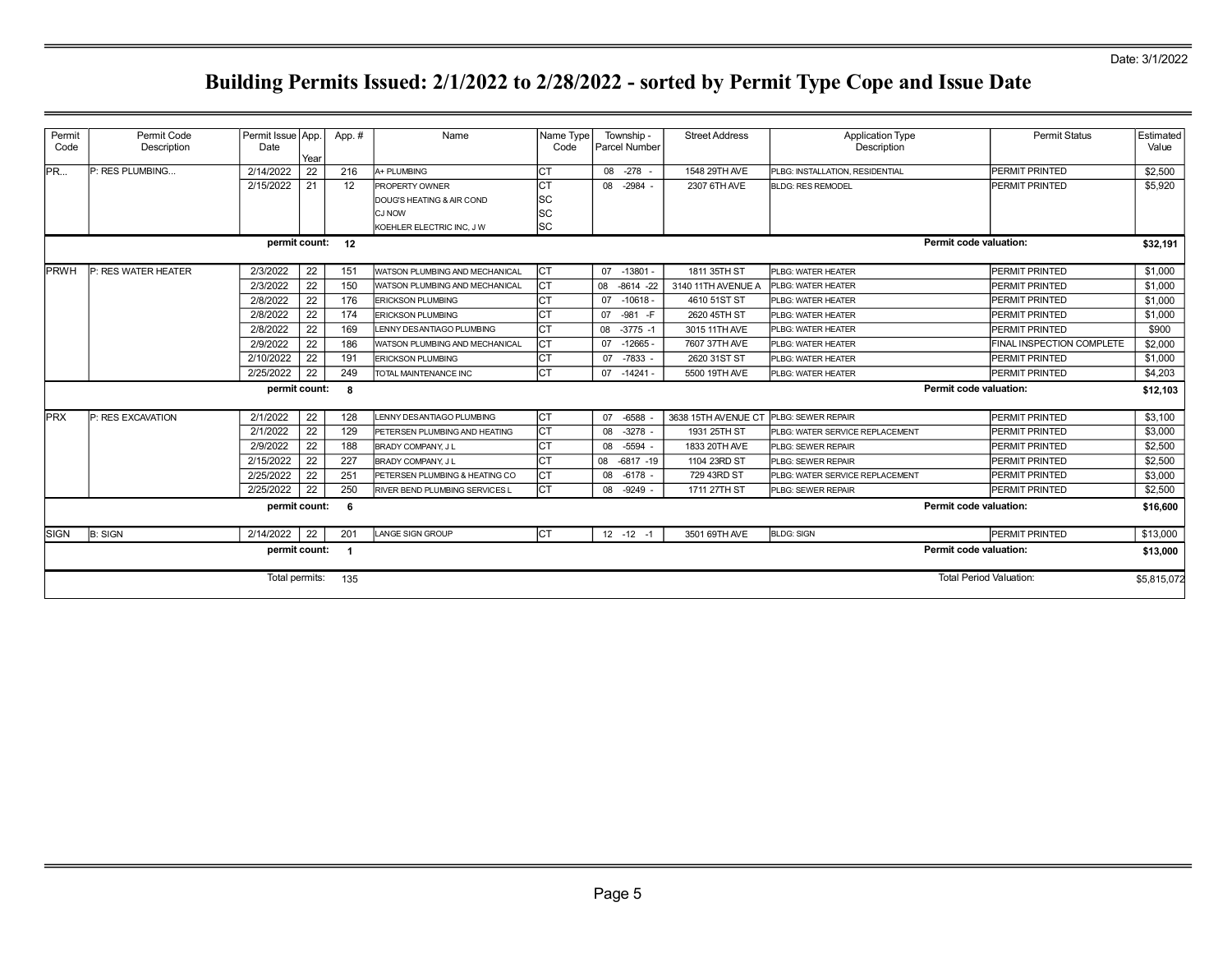Date: 3/1/2022

# Building Permits Issued: 2/1/2022 to 2/28/2022 - sorted by Permit Type Cope and Issue Date

| Permit Code | Permit Code Description | Permit Issue Date | App. Year | App. # | Name | Name Type Code | Township - Parcel Number | Street Address | Application Type Description | Permit Status | Estimated Value |
|---|---|---|---|---|---|---|---|---|---|---|---|
| PR... | P: RES PLUMBING... | 2/14/2022 | 22 | 216 | A+ PLUMBING | CT | 08 -278 - | 1548 29TH AVE | PLBG: INSTALLATION, RESIDENTIAL | PERMIT PRINTED | $2,500 |
| | | 2/15/2022 | 21 | 12 | PROPERTY OWNER | CT | 08 -2984 - | 2307 6TH AVE | BLDG: RES REMODEL | PERMIT PRINTED | $5,920 |
| | | | | | DOUG'S HEATING & AIR COND | SC | | | | | |
| | | | | | CJ NOW | SC | | | | | |
| | | | | | KOEHLER ELECTRIC INC, J W | SC | | | | | |
| | | permit count: | | 12 | | | | | | Permit code valuation: | $32,191 |
| PRWH | P: RES WATER HEATER | 2/3/2022 | 22 | 151 | WATSON PLUMBING AND MECHANICAL | CT | 07 -13801 - | 1811 35TH ST | PLBG: WATER HEATER | PERMIT PRINTED | $1,000 |
| | | 2/3/2022 | 22 | 150 | WATSON PLUMBING AND MECHANICAL | CT | 08 -8614 -22 | 3140 11TH AVENUE A | PLBG: WATER HEATER | PERMIT PRINTED | $1,000 |
| | | 2/8/2022 | 22 | 176 | ERICKSON PLUMBING | CT | 07 -10618 - | 4610 51ST ST | PLBG: WATER HEATER | PERMIT PRINTED | $1,000 |
| | | 2/8/2022 | 22 | 174 | ERICKSON PLUMBING | CT | 07 -981 -F | 2620 45TH ST | PLBG: WATER HEATER | PERMIT PRINTED | $1,000 |
| | | 2/8/2022 | 22 | 169 | LENNY DESANTIAGO PLUMBING | CT | 08 -3775 -1 | 3015 11TH AVE | PLBG: WATER HEATER | PERMIT PRINTED | $900 |
| | | 2/9/2022 | 22 | 186 | WATSON PLUMBING AND MECHANICAL | CT | 07 -12665 - | 7607 37TH AVE | PLBG: WATER HEATER | FINAL INSPECTION COMPLETE | $2,000 |
| | | 2/10/2022 | 22 | 191 | ERICKSON PLUMBING | CT | 07 -7833 - | 2620 31ST ST | PLBG: WATER HEATER | PERMIT PRINTED | $1,000 |
| | | 2/25/2022 | 22 | 249 | TOTAL MAINTENANCE INC | CT | 07 -14241 - | 5500 19TH AVE | PLBG: WATER HEATER | PERMIT PRINTED | $4,203 |
| | | permit count: | | 8 | | | | | | Permit code valuation: | $12,103 |
| PRX | P: RES EXCAVATION | 2/1/2022 | 22 | 128 | LENNY DESANTIAGO PLUMBING | CT | 07 -6588 - | 3638 15TH AVENUE CT | PLBG: SEWER REPAIR | PERMIT PRINTED | $3,100 |
| | | 2/1/2022 | 22 | 129 | PETERSEN PLUMBING AND HEATING | CT | 08 -3278 - | 1931 25TH ST | PLBG: WATER SERVICE REPLACEMENT | PERMIT PRINTED | $3,000 |
| | | 2/9/2022 | 22 | 188 | BRADY COMPANY, J L | CT | 08 -5594 - | 1833 20TH AVE | PLBG: SEWER REPAIR | PERMIT PRINTED | $2,500 |
| | | 2/15/2022 | 22 | 227 | BRADY COMPANY, J L | CT | 08 -6817 -19 | 1104 23RD ST | PLBG: SEWER REPAIR | PERMIT PRINTED | $2,500 |
| | | 2/25/2022 | 22 | 251 | PETERSEN PLUMBING & HEATING CO | CT | 08 -6178 - | 729 43RD ST | PLBG: WATER SERVICE REPLACEMENT | PERMIT PRINTED | $3,000 |
| | | 2/25/2022 | 22 | 250 | RIVER BEND PLUMBING SERVICES L | CT | 08 -9249 - | 1711 27TH ST | PLBG: SEWER REPAIR | PERMIT PRINTED | $2,500 |
| | | permit count: | | 6 | | | | | | Permit code valuation: | $16,600 |
| SIGN | B: SIGN | 2/14/2022 | 22 | 201 | LANGE SIGN GROUP | CT | 12 -12 -1 | 3501 69TH AVE | BLDG: SIGN | PERMIT PRINTED | $13,000 |
| | | permit count: | | 1 | | | | | | Permit code valuation: | $13,000 |
| | | Total permits: | | 135 | | | | | | Total Period Valuation: | $5,815,072 |